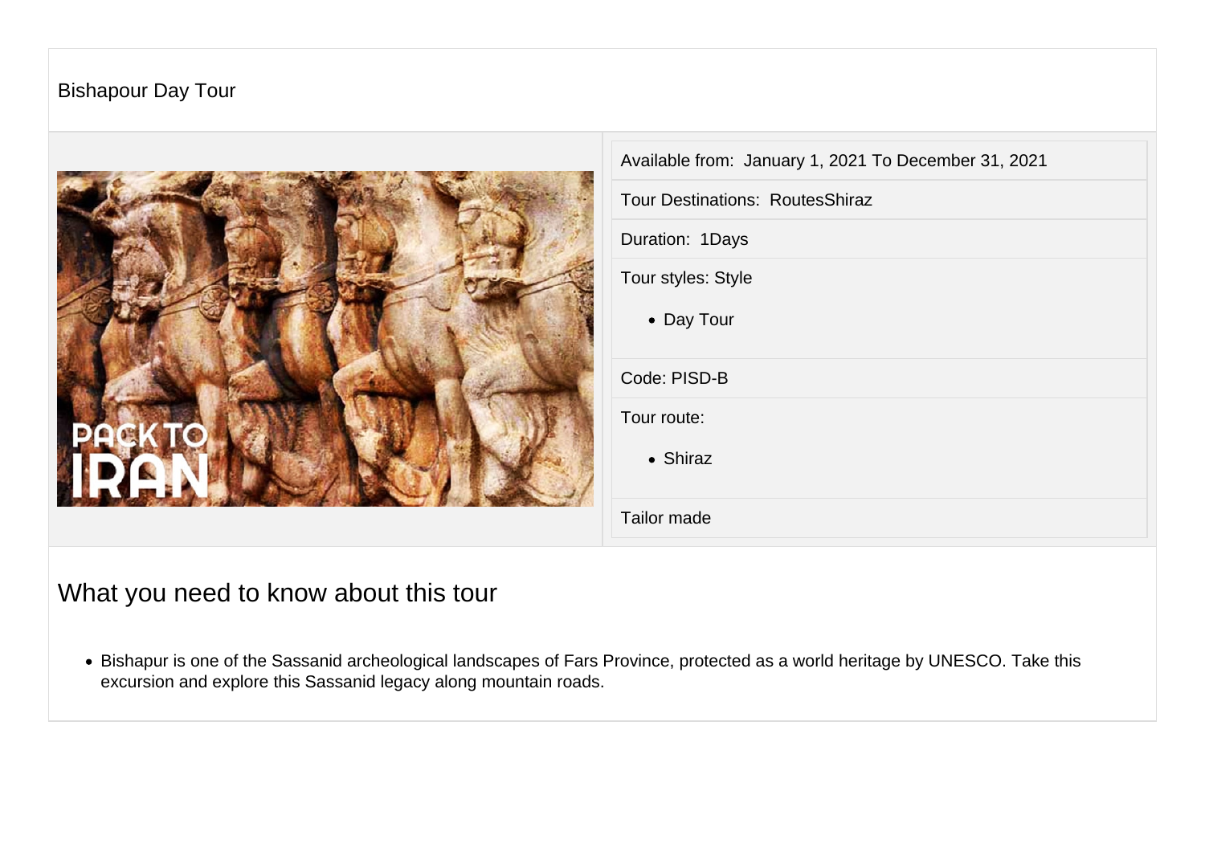# Bishapour Day Tour

Available from: January 1, 2021 To December 31, 2021

Tour Destinations: RoutesShiraz

Duration: 1Days

Tour styles: Style

- Day Tour

Code: PISD-B

Tour route:

- Shiraz

Tailor made

## What you need to know about this tour

- Bishapur is one of the Sassanid archeological landscapes of Fars Province, protected as a world heritage by UNESCO. Take this excursion and explore this Sassanid legacy along mountain roads.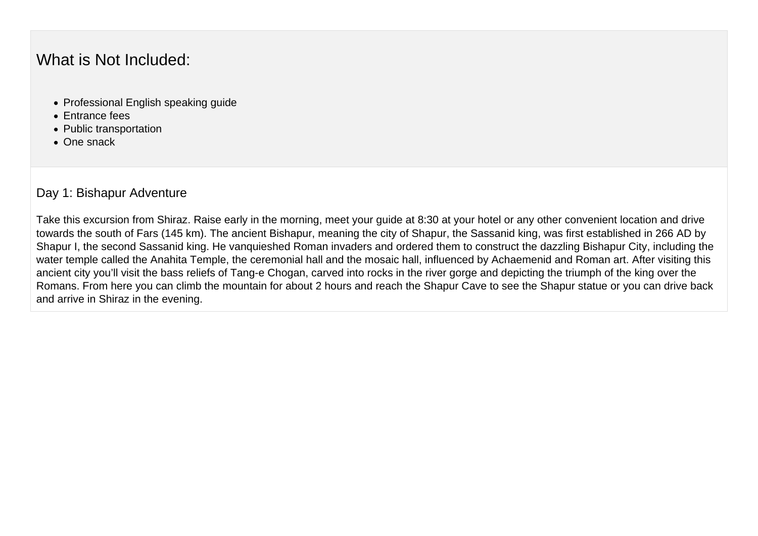## What is Not Included:

- Professional English speaking guide
- Entrance fees
- Public transportation
- One snack

### Day 1: Bishapur Adventure

Take this excursion from Shiraz. Raise early in the morning, meet your guide at 8:30 at your hotel or any other convenient location and drive towards the south of Fars (145 km). The ancient Bishapur, meaning the city of Shapur, the Sassanid king, was first established in 266 AD by Shapur I, the second Sassanid king. He vanquieshed Roman invaders and ordered them to construct the dazzling Bishapur City, including the water temple called the Anahita Temple, the ceremonial hall and the mosaic hall, influenced by Achaemenid and Roman art. After visiting this ancient city you'll visit the bass reliefs of Tang-e Chogan, carved into rocks in the river gorge and depicting the triumph of the king over the Romans. From here you can climb the mountain for about 2 hours and reach the Shapur Cave to see the Shapur statue or you can drive back and arrive in Shiraz in the evening.